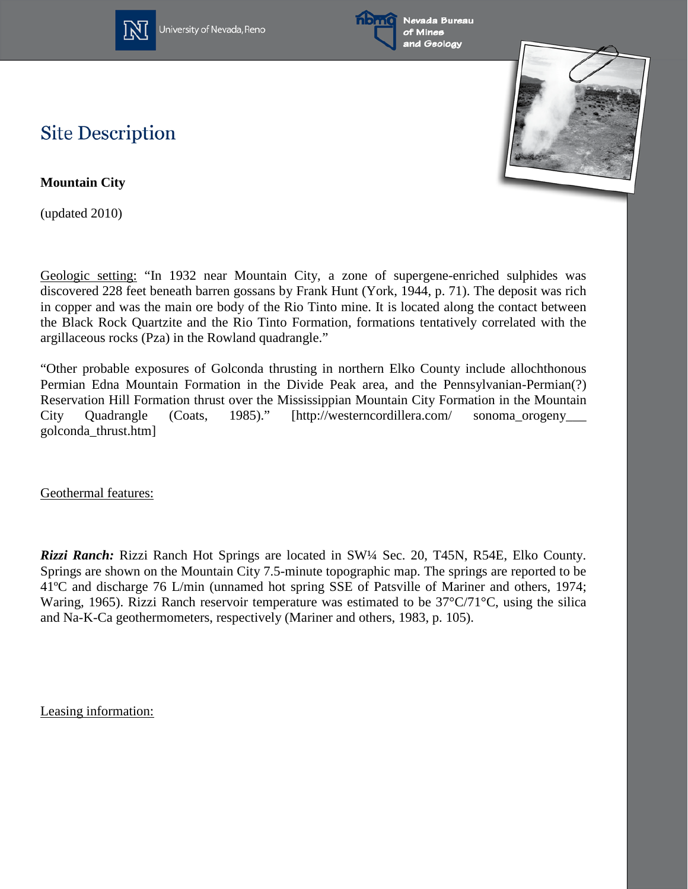# Site Description

**Mountain City**

(updated 2010)

Geologic setting: "In 1932 near Mountain City, a zone of supergene-enriched sulphides was discovered 228 feet beneath barren gossans by Frank Hunt (York, 1944, p. 71). The deposit was rich in copper and was the main ore body of the Rio Tinto mine. It is located along the contact between the Black Rock Quartzite and the Rio Tinto Formation, formations tentatively correlated with the argillaceous rocks (Pza) in the Rowland quadrangle."

"Other probable exposures of Golconda thrusting in northern Elko County include allochthonous Permian Edna Mountain Formation in the Divide Peak area, and the Pennsylvanian-Permian(?) Reservation Hill Formation thrust over the Mississippian Mountain City Formation in the Mountain City Quadrangle (Coats, 1985)." [http://westerncordillera.com/ sonoma_orogeny___ golconda_thrust.htm]

Geothermal features:

***Rizzi Ranch:*** Rizzi Ranch Hot Springs are located in SW¼ Sec. 20, T45N, R54E, Elko County. Springs are shown on the Mountain City 7.5-minute topographic map. The springs are reported to be 41ºC and discharge 76 L/min (unnamed hot spring SSE of Patsville of Mariner and others, 1974; Waring, 1965). Rizzi Ranch reservoir temperature was estimated to be 37°C/71°C, using the silica and Na-K-Ca geothermometers, respectively (Mariner and others, 1983, p. 105).

Leasing information: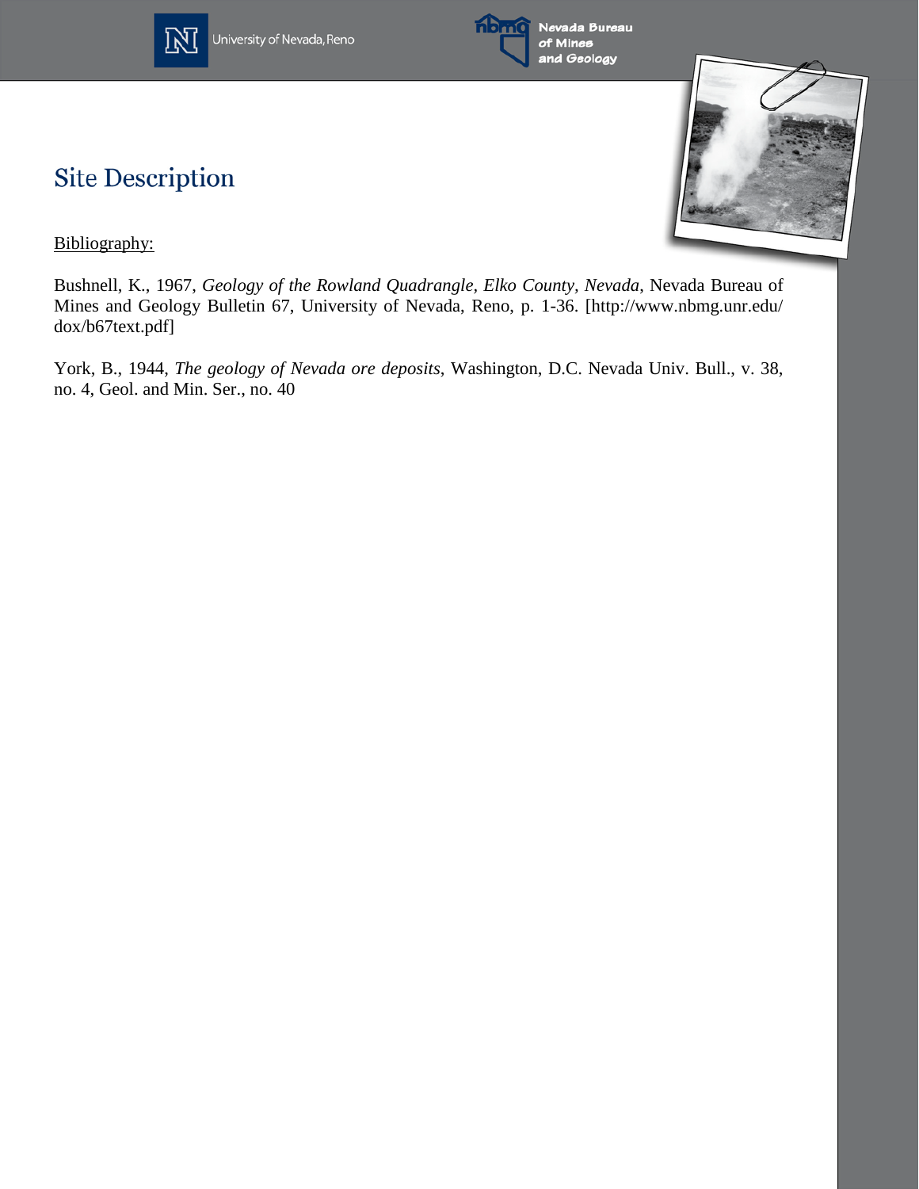# Site Description

Bibliography:

Bushnell, K., 1967, *Geology of the Rowland Quadrangle, Elko County, Nevada*, Nevada Bureau of Mines and Geology Bulletin 67, University of Nevada, Reno, p. 1-36. [http://www.nbmg.unr.edu/dox/b67text.pdf]

York, B., 1944, *The geology of Nevada ore deposits*, Washington, D.C. Nevada Univ. Bull., v. 38, no. 4, Geol. and Min. Ser., no. 40